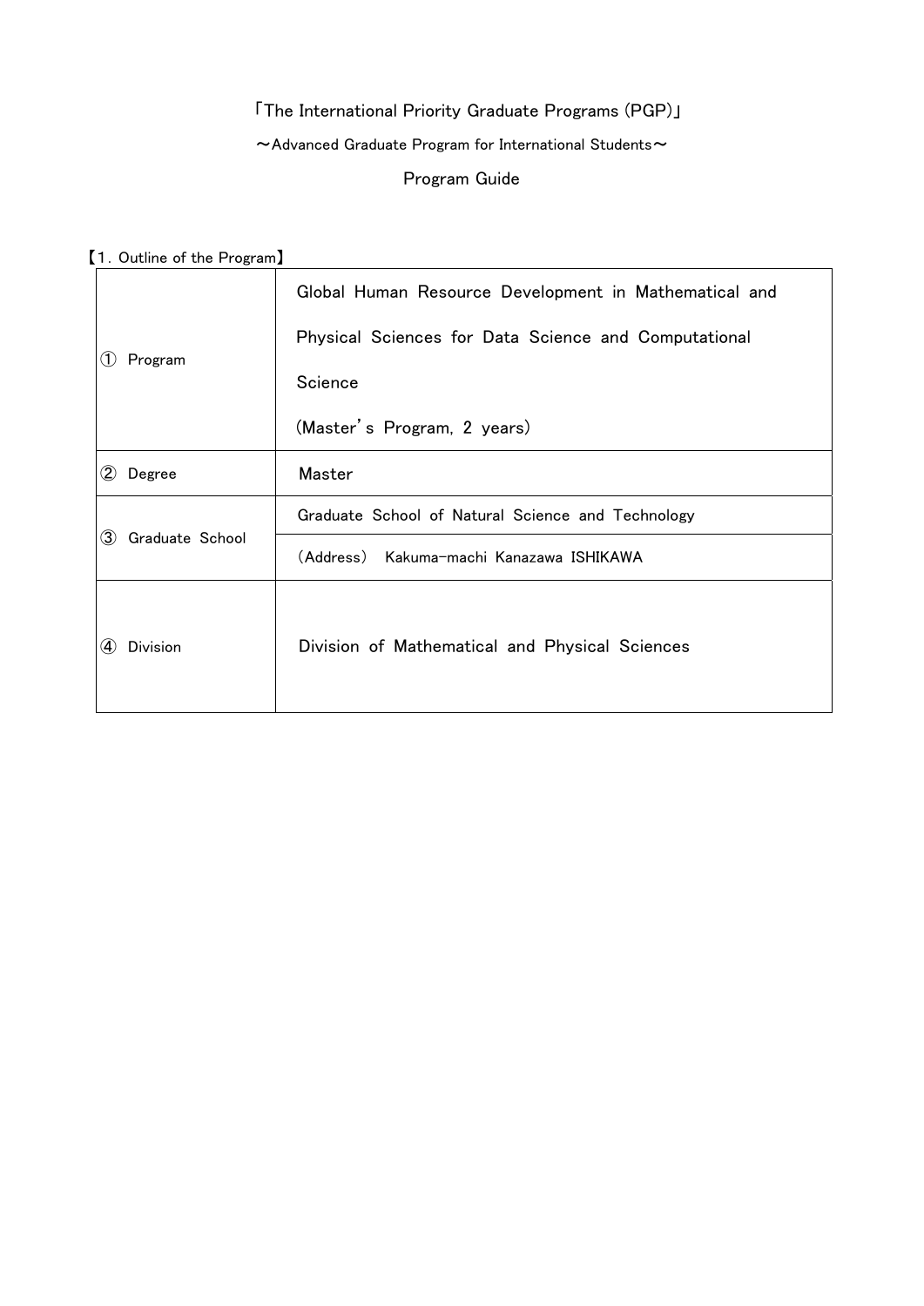「The International Priority Graduate Programs (PGP)」

～Advanced Graduate Program for International Students～

Program Guide

【1. Outline of the Program】

| | |
|---|---|
| ① Program | Global Human Resource Development in Mathematical and Physical Sciences for Data Science and Computational Science<br>(Master's Program, 2 years) |
| ② Degree | Master |
| ③ Graduate School | Graduate School of Natural Science and Technology |
| | (Address) Kakuma-machi Kanazawa ISHIKAWA |
| ④ Division | Division of Mathematical and Physical Sciences |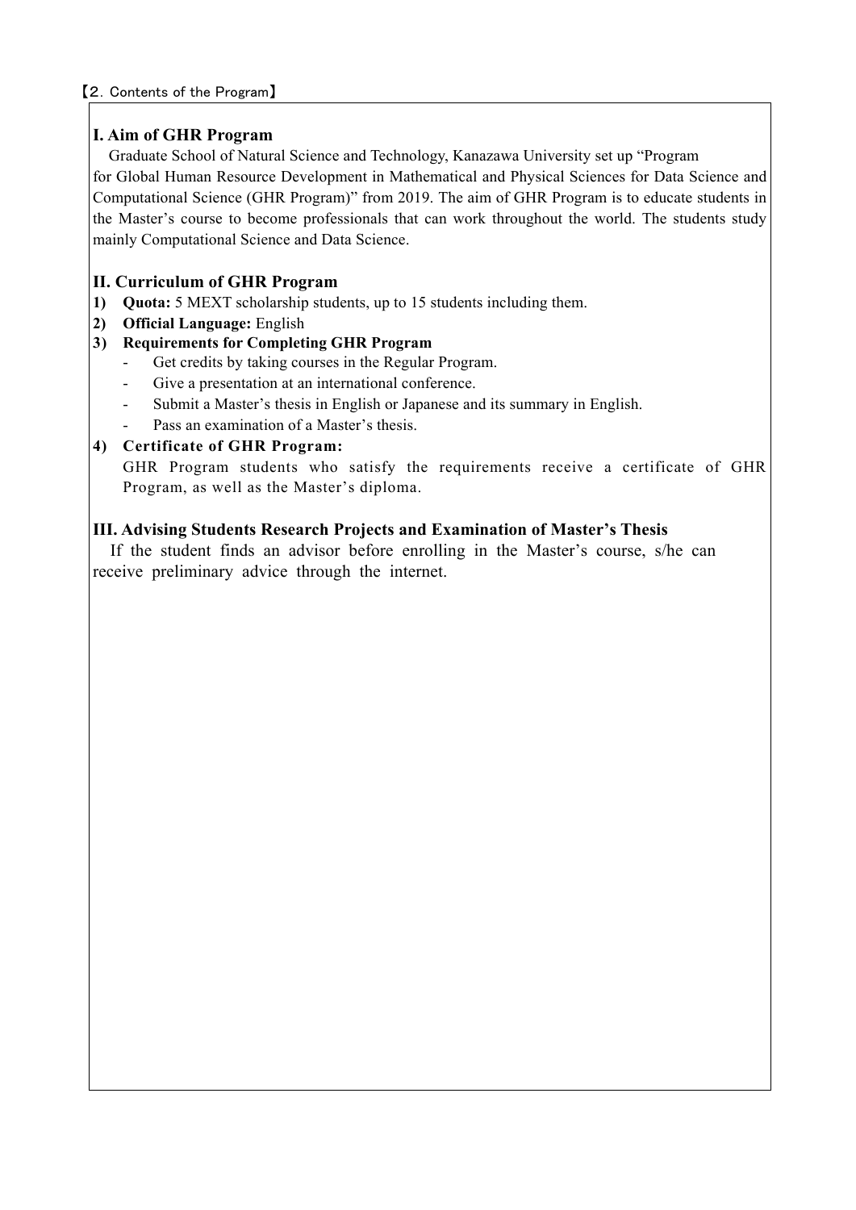【2. Contents of the Program】

## I. Aim of GHR Program

Graduate School of Natural Science and Technology, Kanazawa University set up "Program for Global Human Resource Development in Mathematical and Physical Sciences for Data Science and Computational Science (GHR Program)" from 2019. The aim of GHR Program is to educate students in the Master's course to become professionals that can work throughout the world. The students study mainly Computational Science and Data Science.

## II. Curriculum of GHR Program

1) **Quota:** 5 MEXT scholarship students, up to 15 students including them.
2) **Official Language:** English
3) **Requirements for Completing GHR Program**
   - Get credits by taking courses in the Regular Program.
   - Give a presentation at an international conference.
   - Submit a Master's thesis in English or Japanese and its summary in English.
   - Pass an examination of a Master's thesis.
4) **Certificate of GHR Program:**
   GHR Program students who satisfy the requirements receive a certificate of GHR Program, as well as the Master's diploma.

## III. Advising Students Research Projects and Examination of Master's Thesis

If the student finds an advisor before enrolling in the Master's course, s/he can receive preliminary advice through the internet.